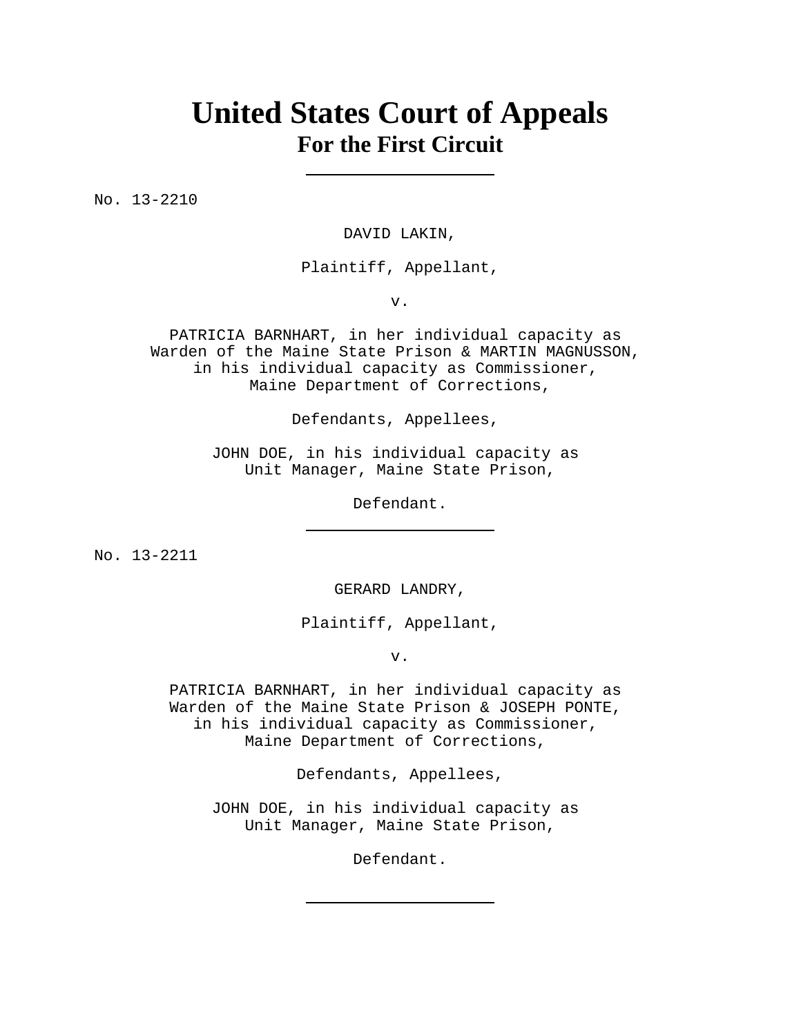# United States Court of Appeals
## For the First Circuit

---

No. 13-2210

DAVID LAKIN,

Plaintiff, Appellant,

v.

PATRICIA BARNHART, in her individual capacity as Warden of the Maine State Prison & MARTIN MAGNUSSON, in his individual capacity as Commissioner, Maine Department of Corrections,

Defendants, Appellees,

JOHN DOE, in his individual capacity as Unit Manager, Maine State Prison,

Defendant.

---

No. 13-2211

GERARD LANDRY,

Plaintiff, Appellant,

v.

PATRICIA BARNHART, in her individual capacity as Warden of the Maine State Prison & JOSEPH PONTE, in his individual capacity as Commissioner, Maine Department of Corrections,

Defendants, Appellees,

JOHN DOE, in his individual capacity as Unit Manager, Maine State Prison,

Defendant.

---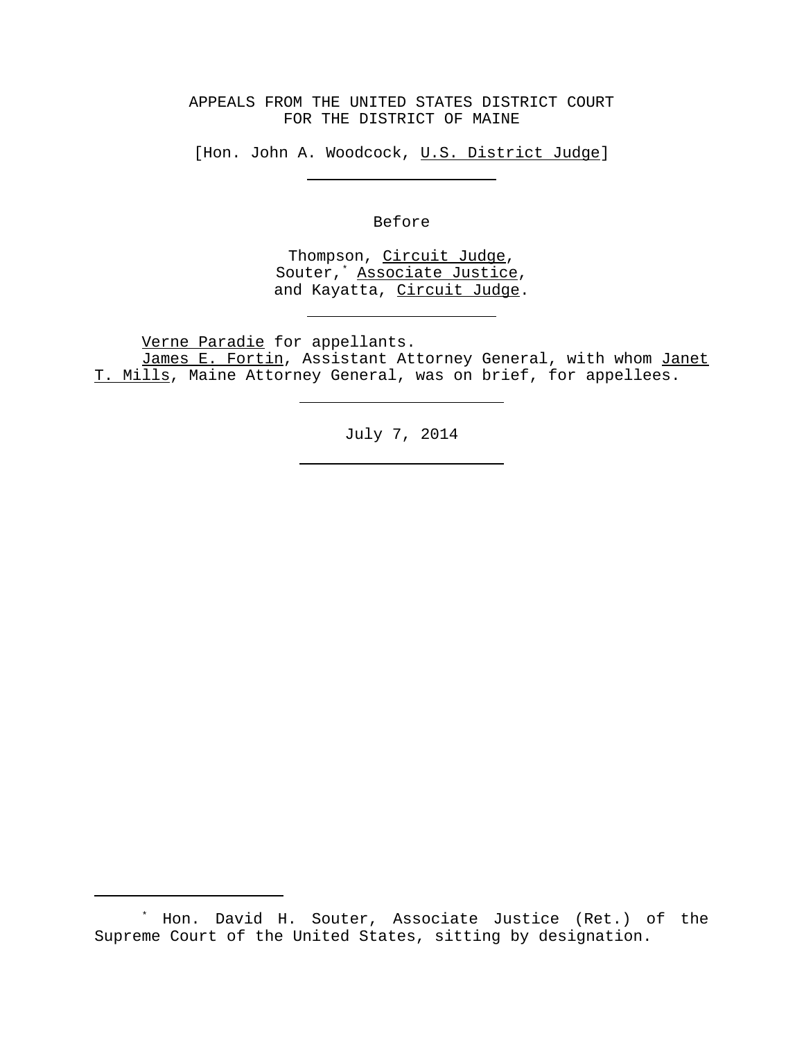APPEALS FROM THE UNITED STATES DISTRICT COURT
FOR THE DISTRICT OF MAINE

[Hon. John A. Woodcock, U.S. District Judge]

---

Before

Thompson, Circuit Judge,
Souter,* Associate Justice,
and Kayatta, Circuit Judge.

---

Verne Paradie for appellants.
James E. Fortin, Assistant Attorney General, with whom Janet T. Mills, Maine Attorney General, was on brief, for appellees.

---

July 7, 2014

---

* Hon. David H. Souter, Associate Justice (Ret.) of the Supreme Court of the United States, sitting by designation.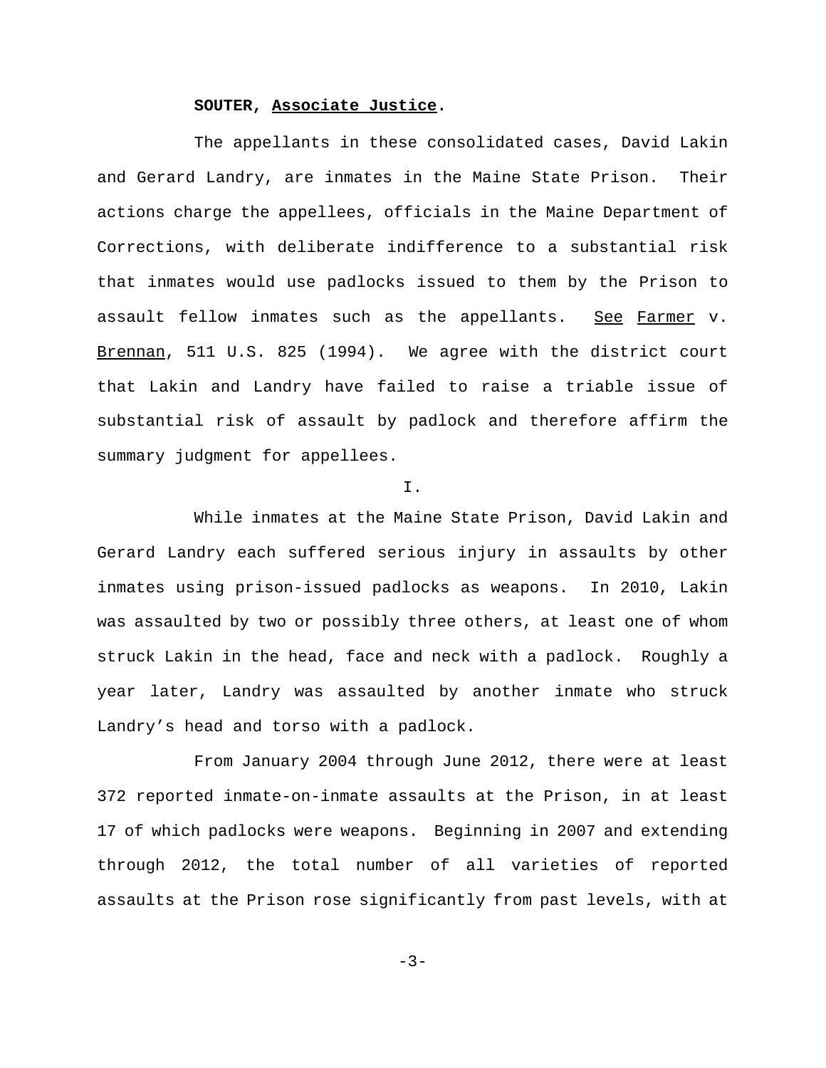**SOUTER, Associate Justice.**

The appellants in these consolidated cases, David Lakin and Gerard Landry, are inmates in the Maine State Prison. Their actions charge the appellees, officials in the Maine Department of Corrections, with deliberate indifference to a substantial risk that inmates would use padlocks issued to them by the Prison to assault fellow inmates such as the appellants. See Farmer v. Brennan, 511 U.S. 825 (1994). We agree with the district court that Lakin and Landry have failed to raise a triable issue of substantial risk of assault by padlock and therefore affirm the summary judgment for appellees.

I.

While inmates at the Maine State Prison, David Lakin and Gerard Landry each suffered serious injury in assaults by other inmates using prison-issued padlocks as weapons. In 2010, Lakin was assaulted by two or possibly three others, at least one of whom struck Lakin in the head, face and neck with a padlock. Roughly a year later, Landry was assaulted by another inmate who struck Landry's head and torso with a padlock.

From January 2004 through June 2012, there were at least 372 reported inmate-on-inmate assaults at the Prison, in at least 17 of which padlocks were weapons. Beginning in 2007 and extending through 2012, the total number of all varieties of reported assaults at the Prison rose significantly from past levels, with at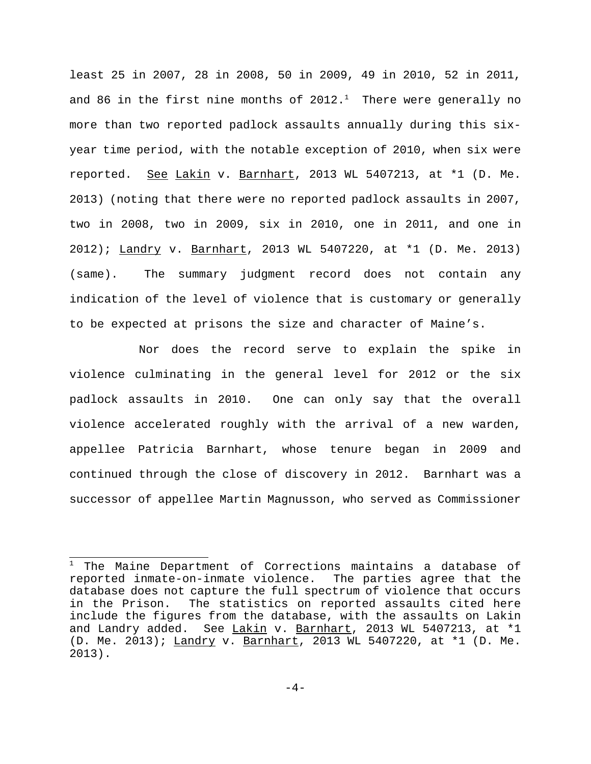least 25 in 2007, 28 in 2008, 50 in 2009, 49 in 2010, 52 in 2011, and 86 in the first nine months of 2012.[1] There were generally no more than two reported padlock assaults annually during this six-year time period, with the notable exception of 2010, when six were reported. See Lakin v. Barnhart, 2013 WL 5407213, at *1 (D. Me. 2013) (noting that there were no reported padlock assaults in 2007, two in 2008, two in 2009, six in 2010, one in 2011, and one in 2012); Landry v. Barnhart, 2013 WL 5407220, at *1 (D. Me. 2013) (same). The summary judgment record does not contain any indication of the level of violence that is customary or generally to be expected at prisons the size and character of Maine's.

Nor does the record serve to explain the spike in violence culminating in the general level for 2012 or the six padlock assaults in 2010. One can only say that the overall violence accelerated roughly with the arrival of a new warden, appellee Patricia Barnhart, whose tenure began in 2009 and continued through the close of discovery in 2012. Barnhart was a successor of appellee Martin Magnusson, who served as Commissioner

---

[1] The Maine Department of Corrections maintains a database of reported inmate-on-inmate violence. The parties agree that the database does not capture the full spectrum of violence that occurs in the Prison. The statistics on reported assaults cited here include the figures from the database, with the assaults on Lakin and Landry added. See Lakin v. Barnhart, 2013 WL 5407213, at *1 (D. Me. 2013); Landry v. Barnhart, 2013 WL 5407220, at *1 (D. Me. 2013).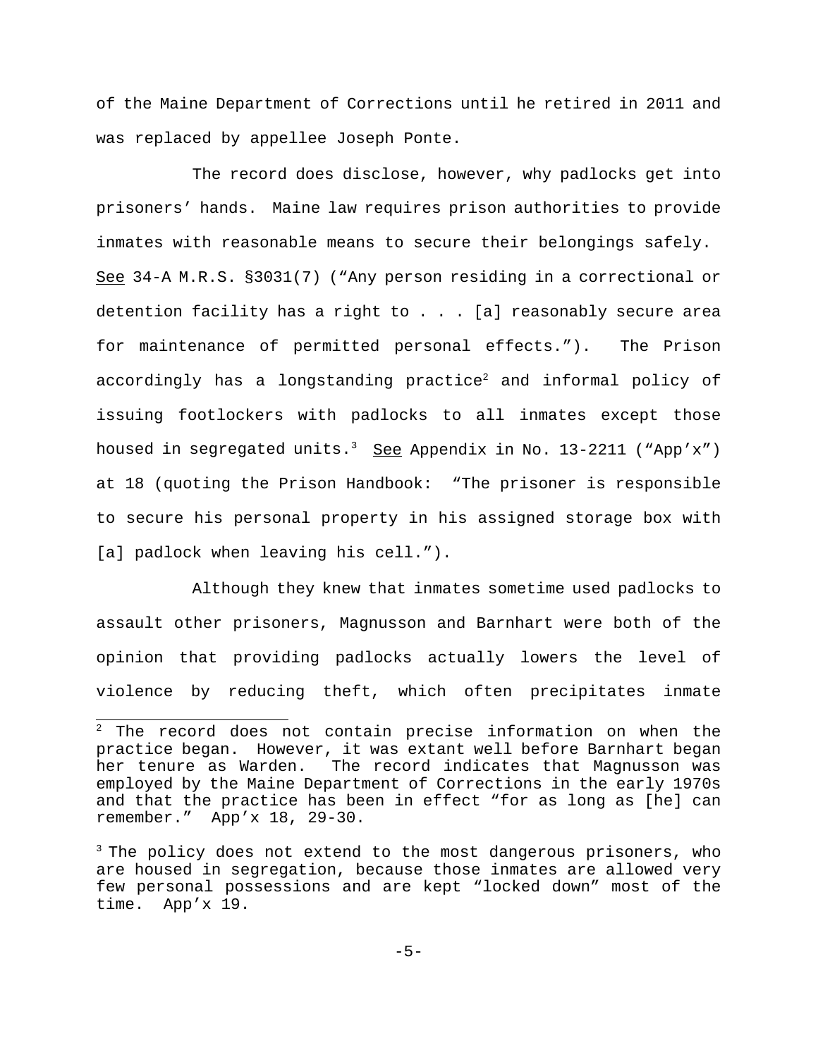of the Maine Department of Corrections until he retired in 2011 and was replaced by appellee Joseph Ponte.

The record does disclose, however, why padlocks get into prisoners' hands. Maine law requires prison authorities to provide inmates with reasonable means to secure their belongings safely. See 34-A M.R.S. §3031(7) ("Any person residing in a correctional or detention facility has a right to . . . [a] reasonably secure area for maintenance of permitted personal effects."). The Prison accordingly has a longstanding practice[2] and informal policy of issuing footlockers with padlocks to all inmates except those housed in segregated units.[3] See Appendix in No. 13-2211 ("App'x") at 18 (quoting the Prison Handbook: "The prisoner is responsible to secure his personal property in his assigned storage box with [a] padlock when leaving his cell.").

Although they knew that inmates sometime used padlocks to assault other prisoners, Magnusson and Barnhart were both of the opinion that providing padlocks actually lowers the level of violence by reducing theft, which often precipitates inmate

---

[2] The record does not contain precise information on when the practice began. However, it was extant well before Barnhart began her tenure as Warden. The record indicates that Magnusson was employed by the Maine Department of Corrections in the early 1970s and that the practice has been in effect "for as long as [he] can remember." App'x 18, 29-30.

[3] The policy does not extend to the most dangerous prisoners, who are housed in segregation, because those inmates are allowed very few personal possessions and are kept "locked down" most of the time. App'x 19.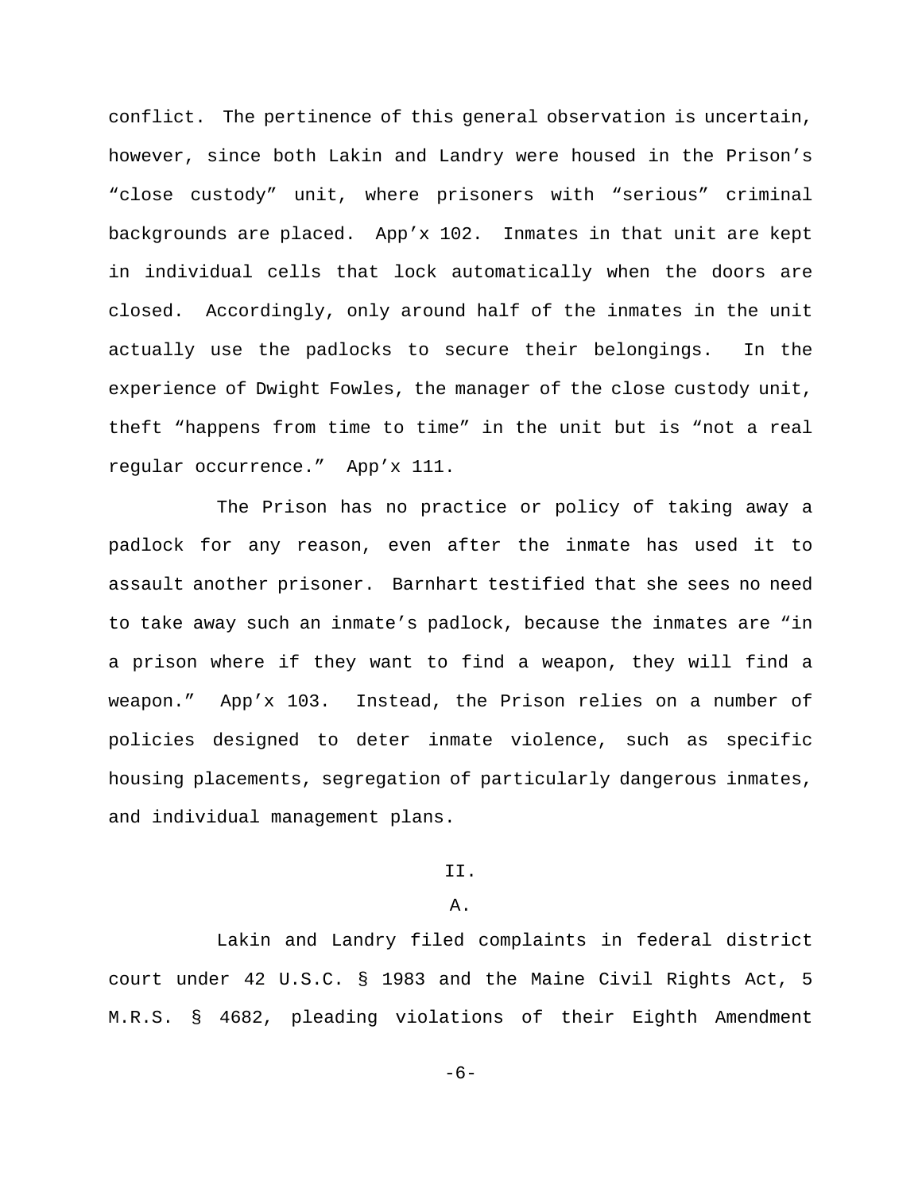conflict. The pertinence of this general observation is uncertain, however, since both Lakin and Landry were housed in the Prison's "close custody" unit, where prisoners with "serious" criminal backgrounds are placed. App'x 102. Inmates in that unit are kept in individual cells that lock automatically when the doors are closed. Accordingly, only around half of the inmates in the unit actually use the padlocks to secure their belongings. In the experience of Dwight Fowles, the manager of the close custody unit, theft "happens from time to time" in the unit but is "not a real regular occurrence." App'x 111.

The Prison has no practice or policy of taking away a padlock for any reason, even after the inmate has used it to assault another prisoner. Barnhart testified that she sees no need to take away such an inmate's padlock, because the inmates are "in a prison where if they want to find a weapon, they will find a weapon." App'x 103. Instead, the Prison relies on a number of policies designed to deter inmate violence, such as specific housing placements, segregation of particularly dangerous inmates, and individual management plans.

## II.

### A.

Lakin and Landry filed complaints in federal district court under 42 U.S.C. § 1983 and the Maine Civil Rights Act, 5 M.R.S. § 4682, pleading violations of their Eighth Amendment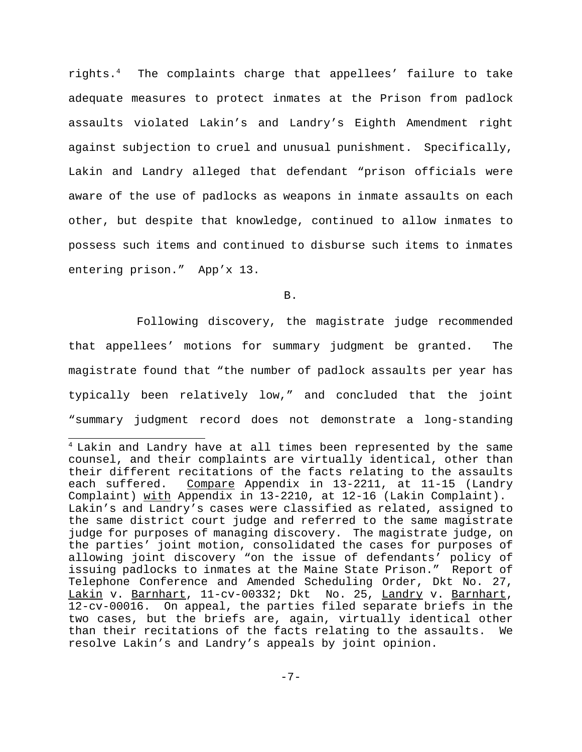rights.[4] The complaints charge that appellees' failure to take adequate measures to protect inmates at the Prison from padlock assaults violated Lakin's and Landry's Eighth Amendment right against subjection to cruel and unusual punishment. Specifically, Lakin and Landry alleged that defendant "prison officials were aware of the use of padlocks as weapons in inmate assaults on each other, but despite that knowledge, continued to allow inmates to possess such items and continued to disburse such items to inmates entering prison." App'x 13.

B.

Following discovery, the magistrate judge recommended that appellees' motions for summary judgment be granted. The magistrate found that "the number of padlock assaults per year has typically been relatively low," and concluded that the joint "summary judgment record does not demonstrate a long-standing

[4] Lakin and Landry have at all times been represented by the same counsel, and their complaints are virtually identical, other than their different recitations of the facts relating to the assaults each suffered. Compare Appendix in 13-2211, at 11-15 (Landry Complaint) with Appendix in 13-2210, at 12-16 (Lakin Complaint). Lakin's and Landry's cases were classified as related, assigned to the same district court judge and referred to the same magistrate judge for purposes of managing discovery. The magistrate judge, on the parties' joint motion, consolidated the cases for purposes of allowing joint discovery "on the issue of defendants' policy of issuing padlocks to inmates at the Maine State Prison." Report of Telephone Conference and Amended Scheduling Order, Dkt No. 27, Lakin v. Barnhart, 11-cv-00332; Dkt No. 25, Landry v. Barnhart, 12-cv-00016. On appeal, the parties filed separate briefs in the two cases, but the briefs are, again, virtually identical other than their recitations of the facts relating to the assaults. We resolve Lakin's and Landry's appeals by joint opinion.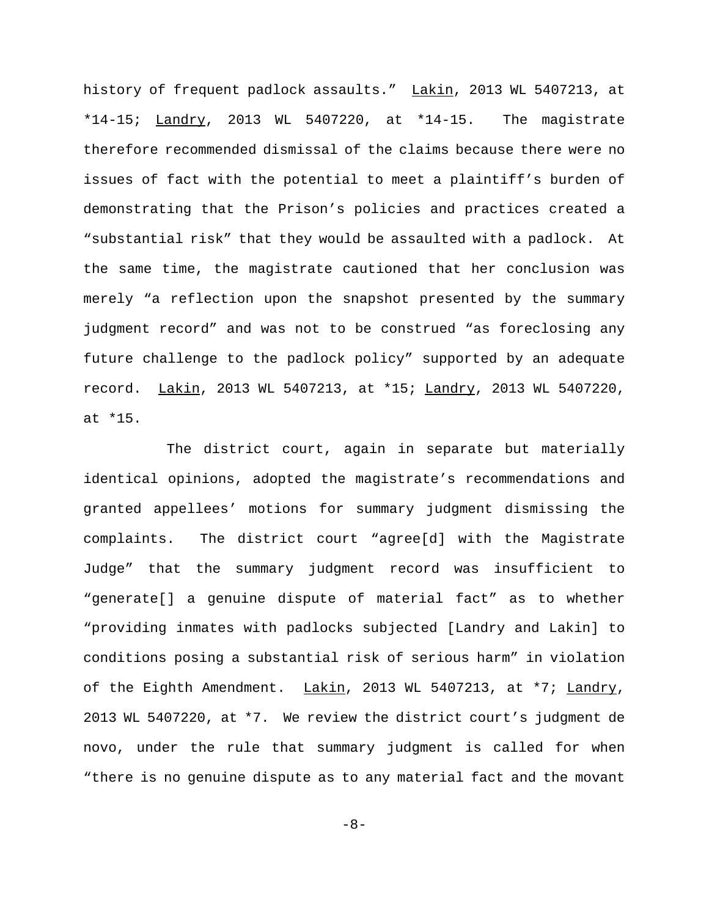history of frequent padlock assaults." Lakin, 2013 WL 5407213, at *14-15; Landry, 2013 WL 5407220, at *14-15. The magistrate therefore recommended dismissal of the claims because there were no issues of fact with the potential to meet a plaintiff's burden of demonstrating that the Prison's policies and practices created a "substantial risk" that they would be assaulted with a padlock. At the same time, the magistrate cautioned that her conclusion was merely "a reflection upon the snapshot presented by the summary judgment record" and was not to be construed "as foreclosing any future challenge to the padlock policy" supported by an adequate record. Lakin, 2013 WL 5407213, at *15; Landry, 2013 WL 5407220, at *15.

The district court, again in separate but materially identical opinions, adopted the magistrate's recommendations and granted appellees' motions for summary judgment dismissing the complaints. The district court "agree[d] with the Magistrate Judge" that the summary judgment record was insufficient to "generate[] a genuine dispute of material fact" as to whether "providing inmates with padlocks subjected [Landry and Lakin] to conditions posing a substantial risk of serious harm" in violation of the Eighth Amendment. Lakin, 2013 WL 5407213, at *7; Landry, 2013 WL 5407220, at *7. We review the district court's judgment de novo, under the rule that summary judgment is called for when "there is no genuine dispute as to any material fact and the movant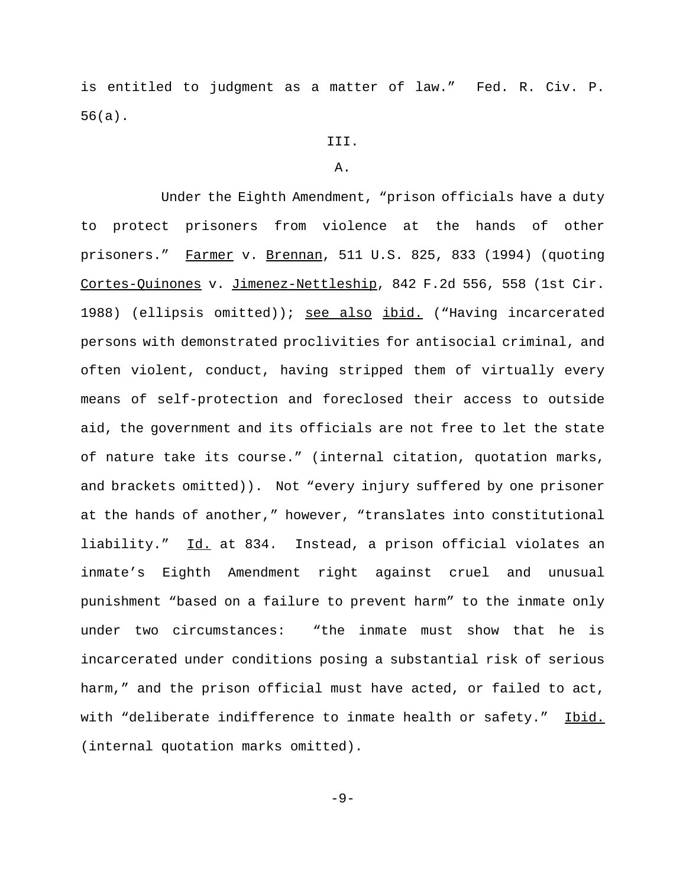is entitled to judgment as a matter of law." Fed. R. Civ. P. 56(a).

III.

A.

Under the Eighth Amendment, "prison officials have a duty to protect prisoners from violence at the hands of other prisoners." Farmer v. Brennan, 511 U.S. 825, 833 (1994) (quoting Cortes-Quinones v. Jimenez-Nettleship, 842 F.2d 556, 558 (1st Cir. 1988) (ellipsis omitted)); see also ibid. ("Having incarcerated persons with demonstrated proclivities for antisocial criminal, and often violent, conduct, having stripped them of virtually every means of self-protection and foreclosed their access to outside aid, the government and its officials are not free to let the state of nature take its course." (internal citation, quotation marks, and brackets omitted)). Not "every injury suffered by one prisoner at the hands of another," however, "translates into constitutional liability." Id. at 834. Instead, a prison official violates an inmate's Eighth Amendment right against cruel and unusual punishment "based on a failure to prevent harm" to the inmate only under two circumstances: "the inmate must show that he is incarcerated under conditions posing a substantial risk of serious harm," and the prison official must have acted, or failed to act, with "deliberate indifference to inmate health or safety." Ibid. (internal quotation marks omitted).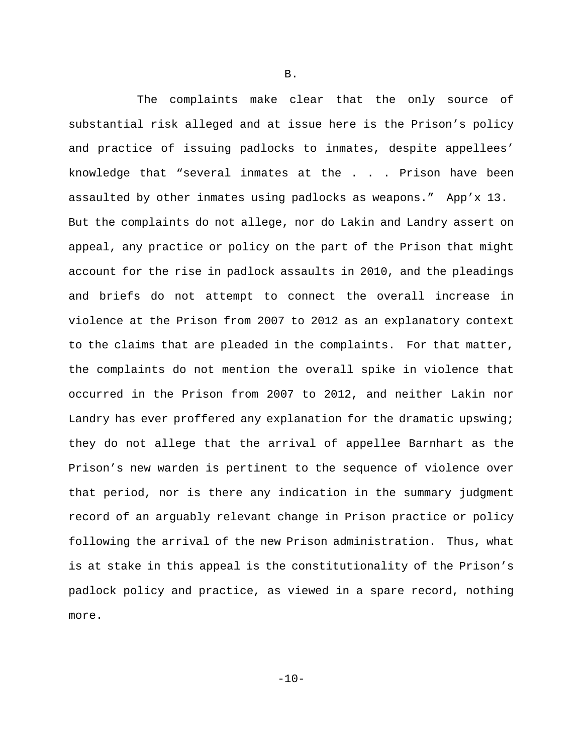B.

The complaints make clear that the only source of substantial risk alleged and at issue here is the Prison's policy and practice of issuing padlocks to inmates, despite appellees' knowledge that "several inmates at the . . . Prison have been assaulted by other inmates using padlocks as weapons." App'x 13. But the complaints do not allege, nor do Lakin and Landry assert on appeal, any practice or policy on the part of the Prison that might account for the rise in padlock assaults in 2010, and the pleadings and briefs do not attempt to connect the overall increase in violence at the Prison from 2007 to 2012 as an explanatory context to the claims that are pleaded in the complaints. For that matter, the complaints do not mention the overall spike in violence that occurred in the Prison from 2007 to 2012, and neither Lakin nor Landry has ever proffered any explanation for the dramatic upswing; they do not allege that the arrival of appellee Barnhart as the Prison's new warden is pertinent to the sequence of violence over that period, nor is there any indication in the summary judgment record of an arguably relevant change in Prison practice or policy following the arrival of the new Prison administration. Thus, what is at stake in this appeal is the constitutionality of the Prison's padlock policy and practice, as viewed in a spare record, nothing more.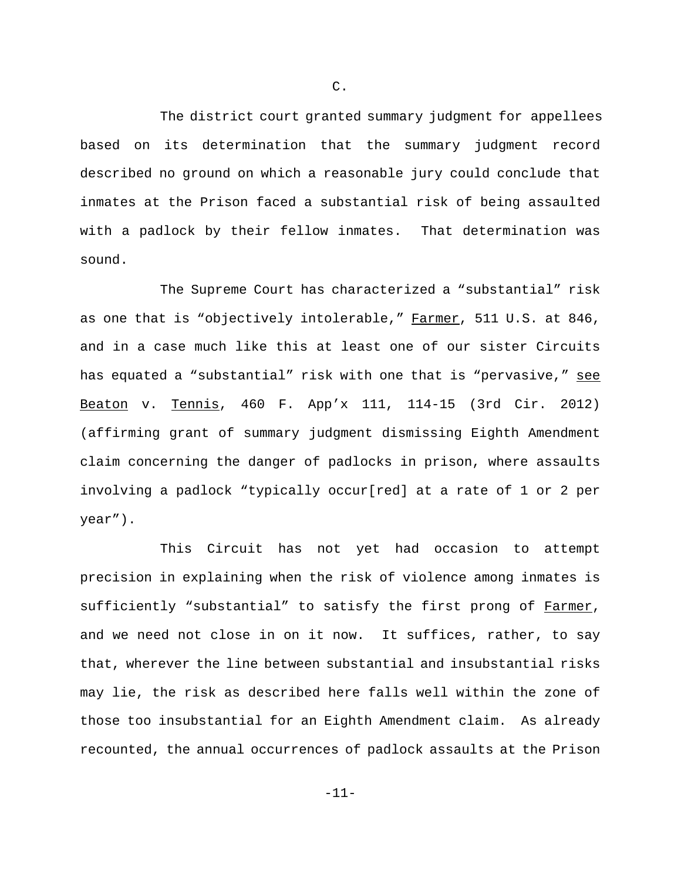C.

The district court granted summary judgment for appellees based on its determination that the summary judgment record described no ground on which a reasonable jury could conclude that inmates at the Prison faced a substantial risk of being assaulted with a padlock by their fellow inmates. That determination was sound.

The Supreme Court has characterized a "substantial" risk as one that is "objectively intolerable," Farmer, 511 U.S. at 846, and in a case much like this at least one of our sister Circuits has equated a "substantial" risk with one that is "pervasive," see Beaton v. Tennis, 460 F. App'x 111, 114-15 (3rd Cir. 2012) (affirming grant of summary judgment dismissing Eighth Amendment claim concerning the danger of padlocks in prison, where assaults involving a padlock "typically occur[red] at a rate of 1 or 2 per year").

This Circuit has not yet had occasion to attempt precision in explaining when the risk of violence among inmates is sufficiently "substantial" to satisfy the first prong of Farmer, and we need not close in on it now. It suffices, rather, to say that, wherever the line between substantial and insubstantial risks may lie, the risk as described here falls well within the zone of those too insubstantial for an Eighth Amendment claim. As already recounted, the annual occurrences of padlock assaults at the Prison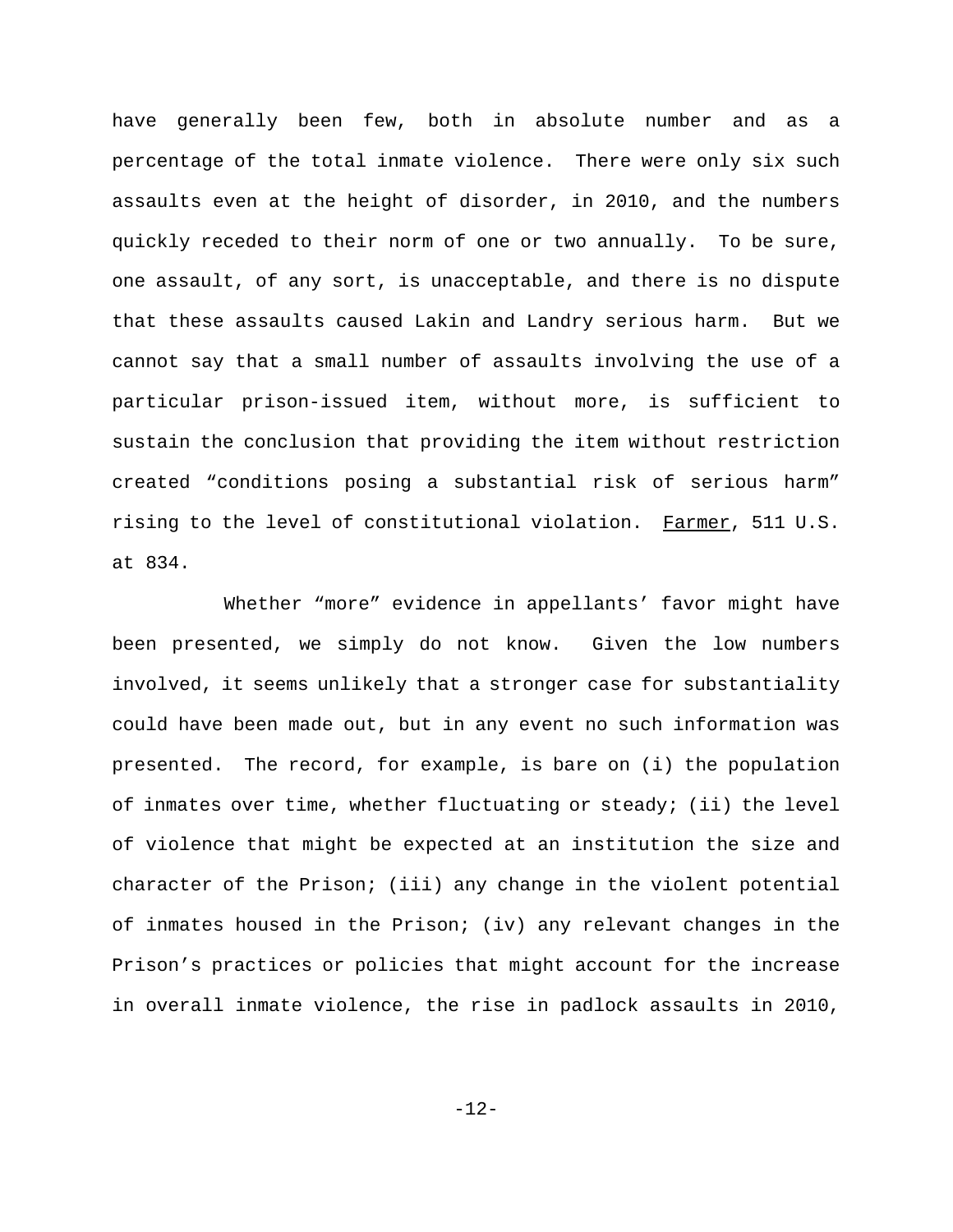have generally been few, both in absolute number and as a percentage of the total inmate violence. There were only six such assaults even at the height of disorder, in 2010, and the numbers quickly receded to their norm of one or two annually. To be sure, one assault, of any sort, is unacceptable, and there is no dispute that these assaults caused Lakin and Landry serious harm. But we cannot say that a small number of assaults involving the use of a particular prison-issued item, without more, is sufficient to sustain the conclusion that providing the item without restriction created "conditions posing a substantial risk of serious harm" rising to the level of constitutional violation. Farmer, 511 U.S. at 834.

Whether "more" evidence in appellants' favor might have been presented, we simply do not know. Given the low numbers involved, it seems unlikely that a stronger case for substantiality could have been made out, but in any event no such information was presented. The record, for example, is bare on (i) the population of inmates over time, whether fluctuating or steady; (ii) the level of violence that might be expected at an institution the size and character of the Prison; (iii) any change in the violent potential of inmates housed in the Prison; (iv) any relevant changes in the Prison's practices or policies that might account for the increase in overall inmate violence, the rise in padlock assaults in 2010,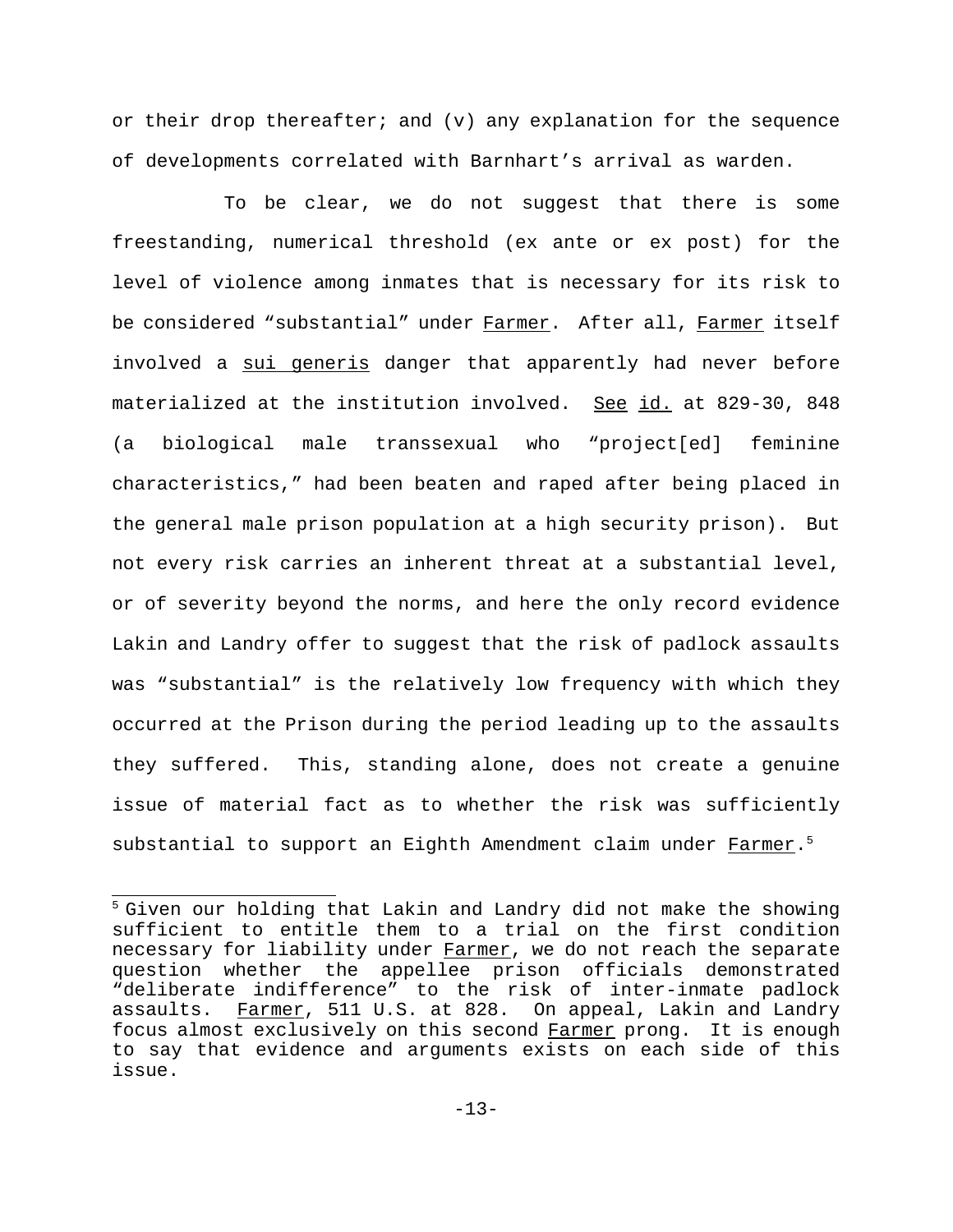or their drop thereafter; and (v) any explanation for the sequence of developments correlated with Barnhart's arrival as warden.

To be clear, we do not suggest that there is some freestanding, numerical threshold (ex ante or ex post) for the level of violence among inmates that is necessary for its risk to be considered "substantial" under Farmer. After all, Farmer itself involved a sui generis danger that apparently had never before materialized at the institution involved. See id. at 829-30, 848 (a biological male transsexual who "project[ed] feminine characteristics," had been beaten and raped after being placed in the general male prison population at a high security prison). But not every risk carries an inherent threat at a substantial level, or of severity beyond the norms, and here the only record evidence Lakin and Landry offer to suggest that the risk of padlock assaults was "substantial" is the relatively low frequency with which they occurred at the Prison during the period leading up to the assaults they suffered. This, standing alone, does not create a genuine issue of material fact as to whether the risk was sufficiently substantial to support an Eighth Amendment claim under Farmer.[5]

[5] Given our holding that Lakin and Landry did not make the showing sufficient to entitle them to a trial on the first condition necessary for liability under Farmer, we do not reach the separate question whether the appellee prison officials demonstrated "deliberate indifference" to the risk of inter-inmate padlock assaults. Farmer, 511 U.S. at 828. On appeal, Lakin and Landry focus almost exclusively on this second Farmer prong. It is enough to say that evidence and arguments exists on each side of this issue.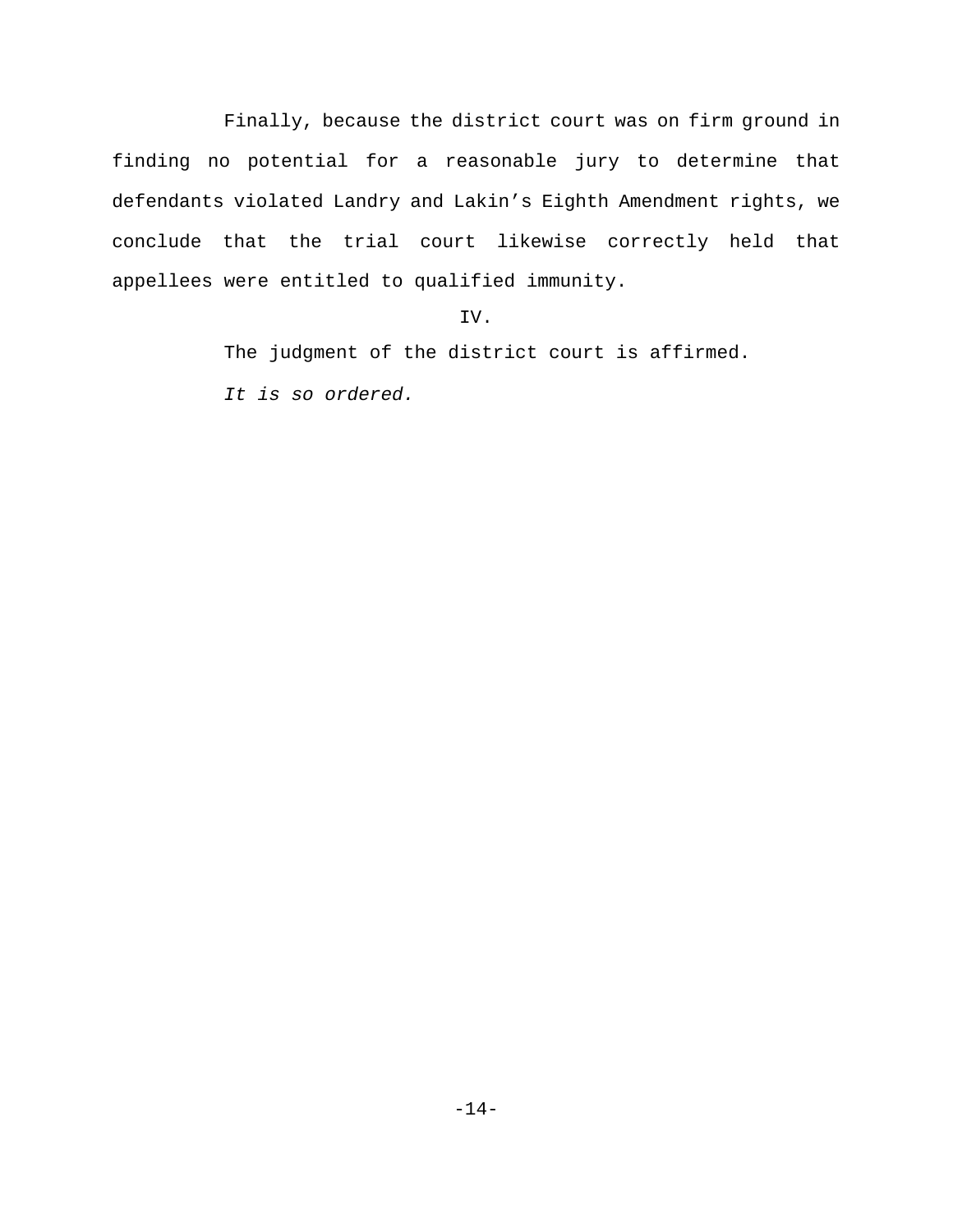Finally, because the district court was on firm ground in finding no potential for a reasonable jury to determine that defendants violated Landry and Lakin’s Eighth Amendment rights, we conclude that the trial court likewise correctly held that appellees were entitled to qualified immunity.

IV.

The judgment of the district court is affirmed.

*It is so ordered.*